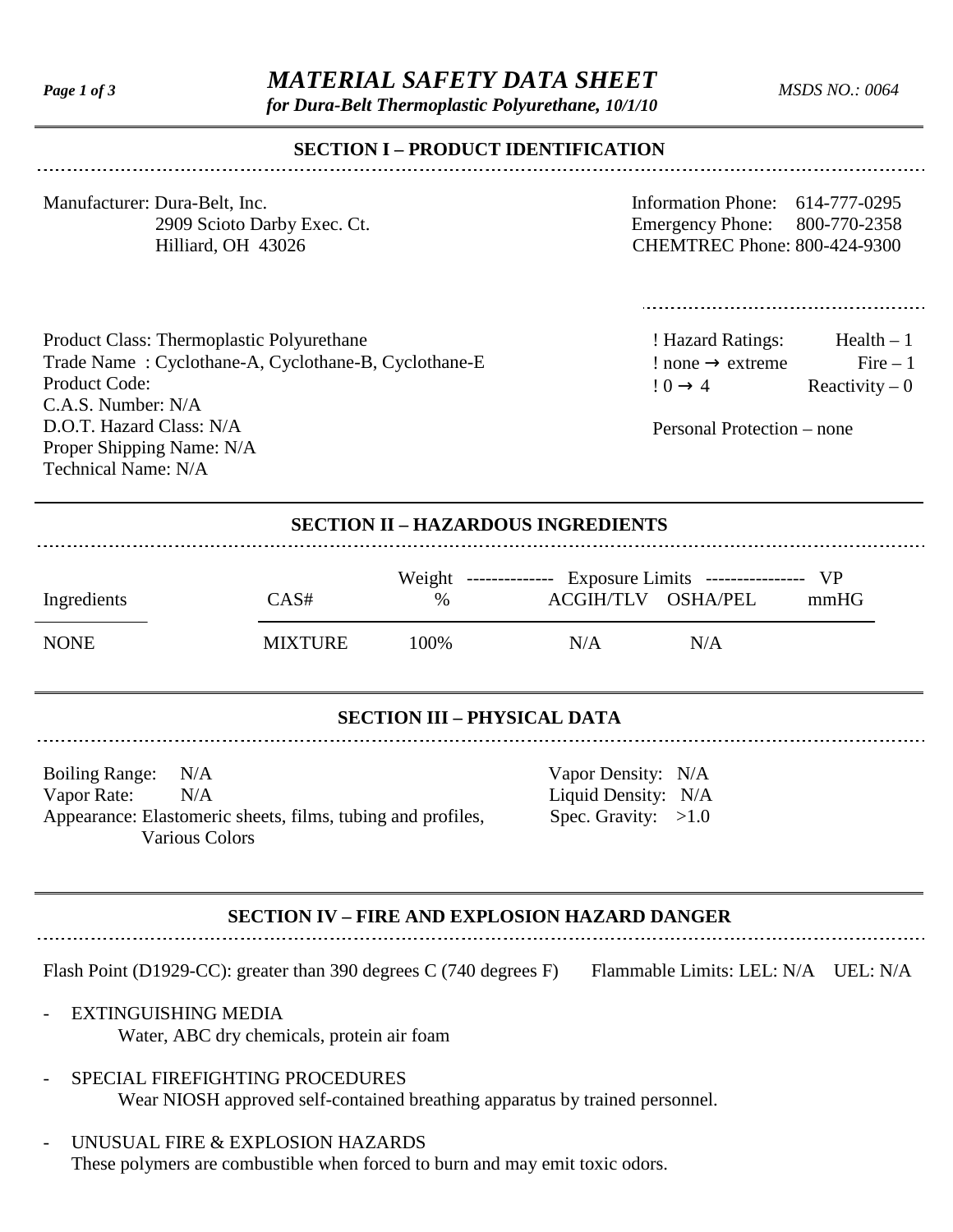# *MATERIAL SAFETY DATA SHEET*

***for Dura-Belt Thermoplastic Polyurethane, 10/1/10***

*MSDS NO.: 0064*

## SECTION I – PRODUCT IDENTIFICATION

Manufacturer: Dura-Belt, Inc.
2909 Scioto Darby Exec. Ct.
Hilliard, OH 43026

Information Phone: 614-777-0295
Emergency Phone: 800-770-2358
CHEMTREC Phone: 800-424-9300

Product Class: Thermoplastic Polyurethane
Trade Name : Cyclothane-A, Cyclothane-B, Cyclothane-E
Product Code:
C.A.S. Number: N/A
D.O.T. Hazard Class: N/A
Proper Shipping Name: N/A
Technical Name: N/A

! Hazard Ratings: Health – 1
! none → extreme Fire – 1
! 0 → 4 Reactivity – 0

Personal Protection – none

## SECTION II – HAZARDOUS INGREDIENTS

| Ingredients | CAS# | Weight % | Exposure Limits ACGIH/TLV | Exposure Limits OSHA/PEL | VP mmHG |
|---|---|---|---|---|---|
| NONE | MIXTURE | 100% | N/A | N/A | |

## SECTION III – PHYSICAL DATA

Boiling Range: N/A
Vapor Rate: N/A
Appearance: Elastomeric sheets, films, tubing and profiles, Various Colors

Vapor Density: N/A
Liquid Density: N/A
Spec. Gravity: >1.0

## SECTION IV – FIRE AND EXPLOSION HAZARD DANGER

Flash Point (D1929-CC): greater than 390 degrees C (740 degrees F) Flammable Limits: LEL: N/A UEL: N/A

- EXTINGUISHING MEDIA
  Water, ABC dry chemicals, protein air foam
- SPECIAL FIREFIGHTING PROCEDURES
  Wear NIOSH approved self-contained breathing apparatus by trained personnel.
- UNUSUAL FIRE & EXPLOSION HAZARDS
  These polymers are combustible when forced to burn and may emit toxic odors.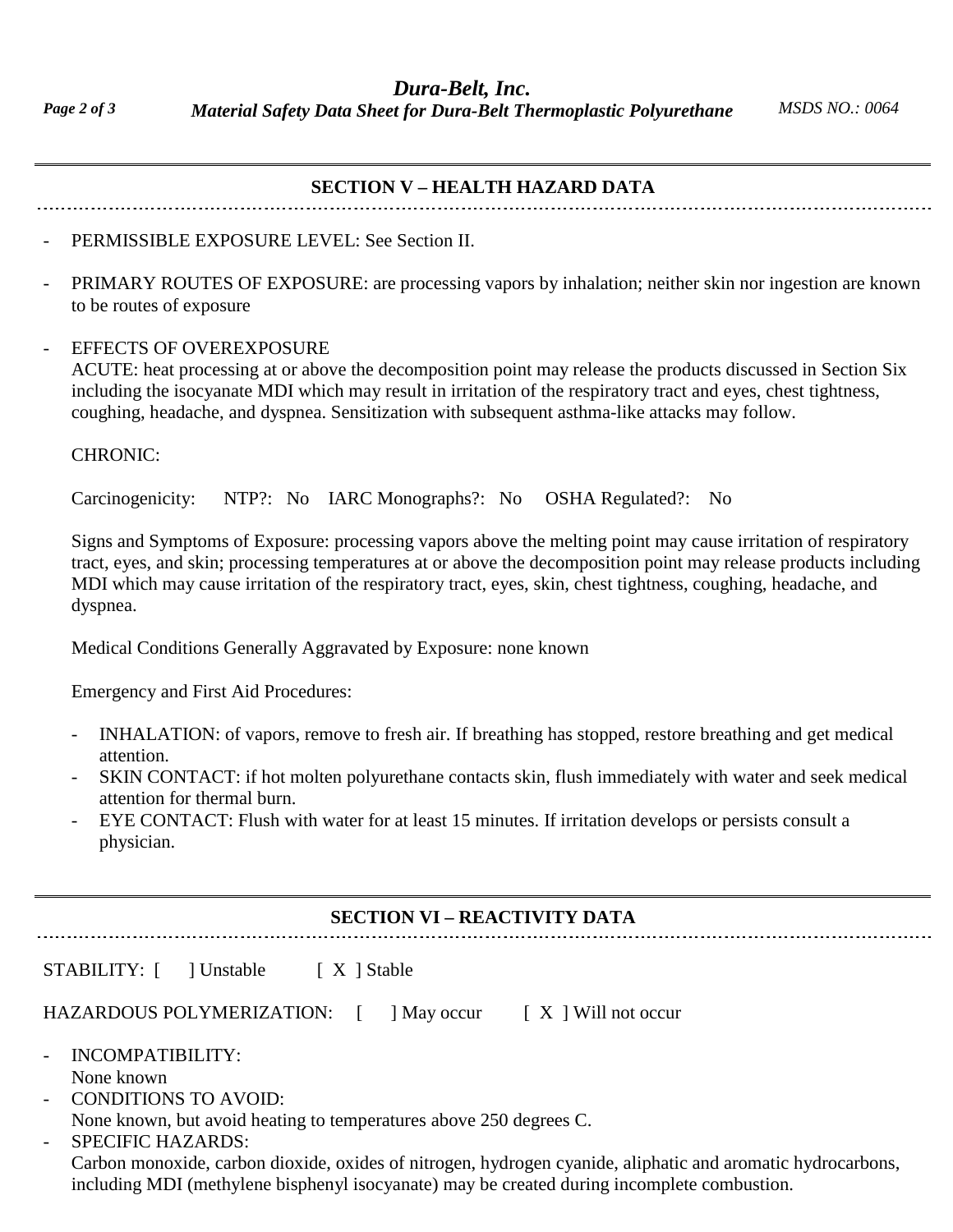## SECTION V – HEALTH HAZARD DATA

- PERMISSIBLE EXPOSURE LEVEL: See Section II.
- PRIMARY ROUTES OF EXPOSURE: are processing vapors by inhalation; neither skin nor ingestion are known to be routes of exposure
- EFFECTS OF OVEREXPOSURE
  ACUTE: heat processing at or above the decomposition point may release the products discussed in Section Six including the isocyanate MDI which may result in irritation of the respiratory tract and eyes, chest tightness, coughing, headache, and dyspnea. Sensitization with subsequent asthma-like attacks may follow.

  CHRONIC:

  Carcinogenicity: NTP?: No IARC Monographs?: No OSHA Regulated?: No

  Signs and Symptoms of Exposure: processing vapors above the melting point may cause irritation of respiratory tract, eyes, and skin; processing temperatures at or above the decomposition point may release products including MDI which may cause irritation of the respiratory tract, eyes, skin, chest tightness, coughing, headache, and dyspnea.

  Medical Conditions Generally Aggravated by Exposure: none known

  Emergency and First Aid Procedures:

  - INHALATION: of vapors, remove to fresh air. If breathing has stopped, restore breathing and get medical attention.
  - SKIN CONTACT: if hot molten polyurethane contacts skin, flush immediately with water and seek medical attention for thermal burn.
  - EYE CONTACT: Flush with water for at least 15 minutes. If irritation develops or persists consult a physician.

## SECTION VI – REACTIVITY DATA

STABILITY: [ ] Unstable [ X ] Stable

HAZARDOUS POLYMERIZATION: [ ] May occur [ X ] Will not occur

- INCOMPATIBILITY:
  None known
- CONDITIONS TO AVOID:
  None known, but avoid heating to temperatures above 250 degrees C.
- SPECIFIC HAZARDS:
  Carbon monoxide, carbon dioxide, oxides of nitrogen, hydrogen cyanide, aliphatic and aromatic hydrocarbons, including MDI (methylene bisphenyl isocyanate) may be created during incomplete combustion.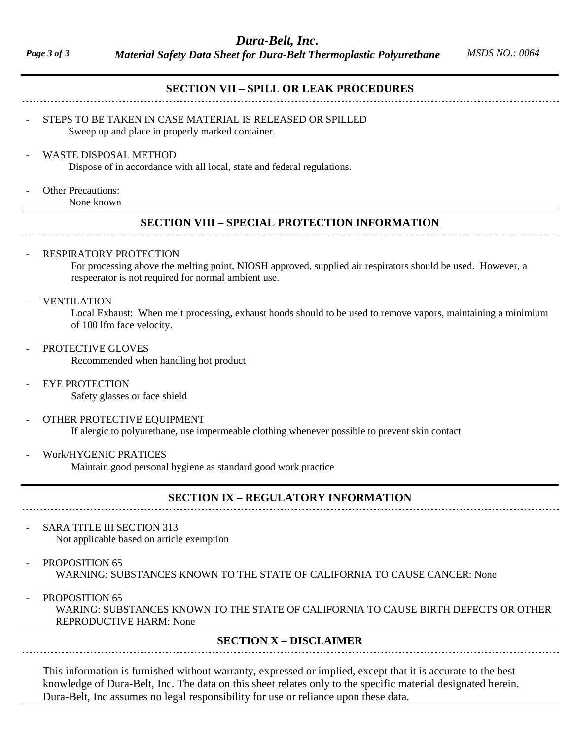## SECTION VII – SPILL OR LEAK PROCEDURES

- STEPS TO BE TAKEN IN CASE MATERIAL IS RELEASED OR SPILLED
  Sweep up and place in properly marked container.

- WASTE DISPOSAL METHOD
  Dispose of in accordance with all local, state and federal regulations.

- Other Precautions:
  None known

## SECTION VIII – SPECIAL PROTECTION INFORMATION

- RESPIRATORY PROTECTION
  For processing above the melting point, NIOSH approved, supplied air respirators should be used. However, a respeerator is not required for normal ambient use.

- VENTILATION
  Local Exhaust: When melt processing, exhaust hoods should to be used to remove vapors, maintaining a minimium of 100 lfm face velocity.

- PROTECTIVE GLOVES
  Recommended when handling hot product

- EYE PROTECTION
  Safety glasses or face shield

- OTHER PROTECTIVE EQUIPMENT
  If alergic to polyurethane, use impermeable clothing whenever possible to prevent skin contact

- Work/HYGENIC PRATICES
  Maintain good personal hygiene as standard good work practice

## SECTION IX – REGULATORY INFORMATION

- SARA TITLE III SECTION 313
  Not applicable based on article exemption

- PROPOSITION 65
  WARNING: SUBSTANCES KNOWN TO THE STATE OF CALIFORNIA TO CAUSE CANCER: None

- PROPOSITION 65
  WARNING: SUBSTANCES KNOWN TO THE STATE OF CALIFORNIA TO CAUSE BIRTH DEFECTS OR OTHER REPRODUCTIVE HARM: None

## SECTION X – DISCLAIMER

This information is furnished without warranty, expressed or implied, except that it is accurate to the best knowledge of Dura-Belt, Inc. The data on this sheet relates only to the specific material designated herein. Dura-Belt, Inc assumes no legal responsibility for use or reliance upon these data.